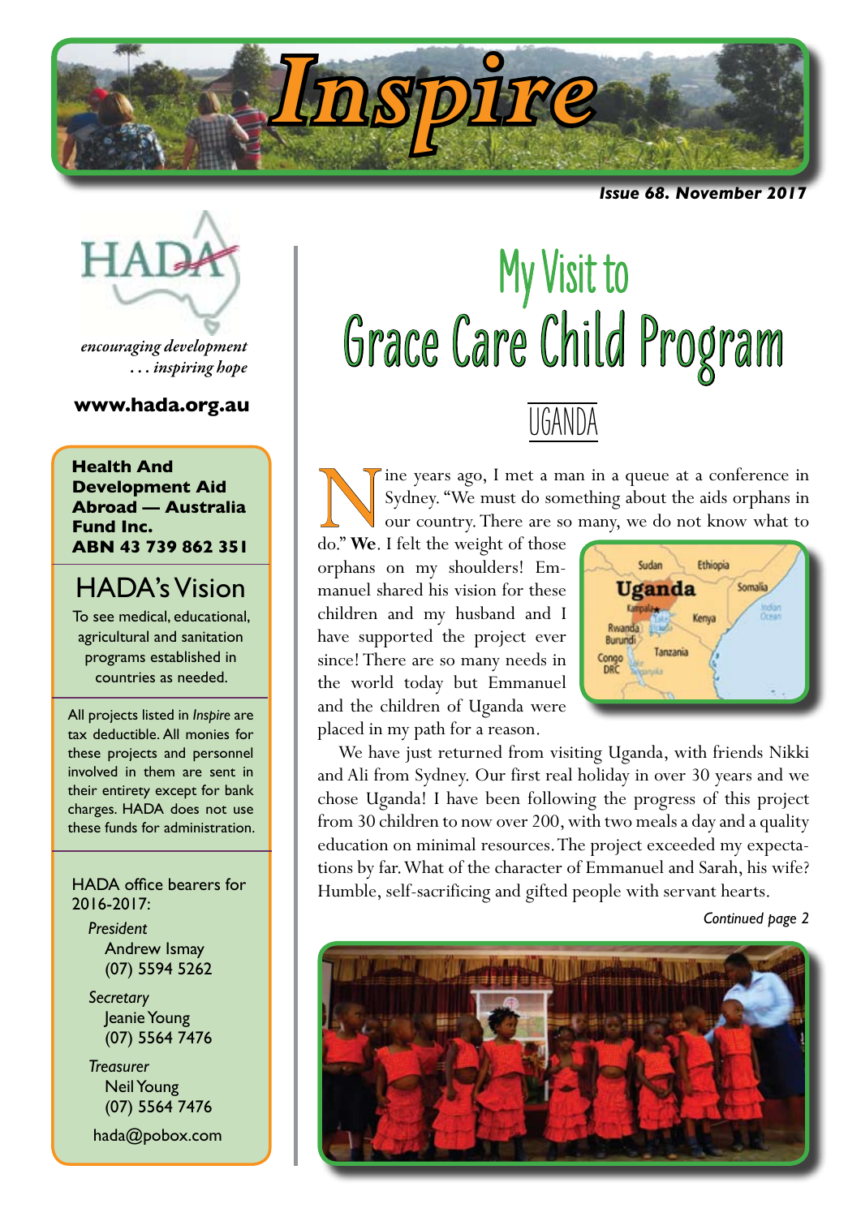# Inspire

***Issue 68. November 2017***

*encouraging development*
*. . . inspiring hope*

**www.hada.org.au**

**Health And Development Aid Abroad — Australia Fund Inc.**
**ABN 43 739 862 351**

## HADA's Vision

To see medical, educational, agricultural and sanitation programs established in countries as needed.

All projects listed in *Inspire* are tax deductible. All monies for these projects and personnel involved in them are sent in their entirety except for bank charges. HADA does not use these funds for administration.

HADA office bearers for 2016-2017:

*President*
Andrew Ismay
(07) 5594 5262

*Secretary*
Jeanie Young
(07) 5564 7476

*Treasurer*
Neil Young
(07) 5564 7476

hada@pobox.com

# My Visit to Grace Care Child Program

## UGANDA

Nine years ago, I met a man in a queue at a conference in Sydney. "We must do something about the aids orphans in our country. There are so many, we do not know what to do." **We**. I felt the weight of those orphans on my shoulders! Emmanuel shared his vision for these children and my husband and I have supported the project ever since! There are so many needs in the world today but Emmanuel and the children of Uganda were placed in my path for a reason.

We have just returned from visiting Uganda, with friends Nikki and Ali from Sydney. Our first real holiday in over 30 years and we chose Uganda! I have been following the progress of this project from 30 children to now over 200, with two meals a day and a quality education on minimal resources. The project exceeded my expectations by far. What of the character of Emmanuel and Sarah, his wife? Humble, self-sacrificing and gifted people with servant hearts.

*Continued page 2*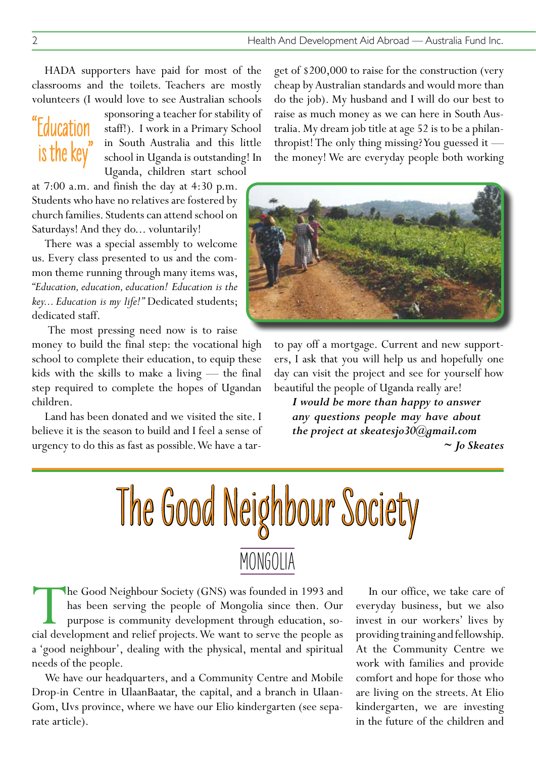HADA supporters have paid for most of the classrooms and the toilets. Teachers are mostly volunteers (I would love to see Australian schools sponsoring a teacher for stability of staff!). I work in a Primary School in South Australia and this little school in Uganda is outstanding! In Uganda, children start school at 7:00 a.m. and finish the day at 4:30 p.m. Students who have no relatives are fostered by church families. Students can attend school on Saturdays! And they do… voluntarily!

"Education is the key"

There was a special assembly to welcome us. Every class presented to us and the common theme running through many items was, *"Education, education, education! Education is the key… Education is my life!"* Dedicated students; dedicated staff.

The most pressing need now is to raise money to build the final step: the vocational high school to complete their education, to equip these kids with the skills to make a living — the final step required to complete the hopes of Ugandan children.

Land has been donated and we visited the site. I believe it is the season to build and I feel a sense of urgency to do this as fast as possible. We have a target of $200,000 to raise for the construction (very cheap by Australian standards and would more than do the job). My husband and I will do our best to raise as much money as we can here in South Australia. My dream job title at age 52 is to be a philanthropist! The only thing missing? You guessed it — the money! We are everyday people both working to pay off a mortgage. Current and new supporters, I ask that you will help us and hopefully one day can visit the project and see for yourself how beautiful the people of Uganda really are!

***I would be more than happy to answer any questions people may have about the project at skeatesjo30@gmail.com***

***~ Jo Skeates***

# The Good Neighbour Society

## MONGOLIA

The Good Neighbour Society (GNS) was founded in 1993 and has been serving the people of Mongolia since then. Our purpose is community development through education, social development and relief projects. We want to serve the people as a 'good neighbour', dealing with the physical, mental and spiritual needs of the people.

We have our headquarters, and a Community Centre and Mobile Drop-in Centre in UlaanBaatar, the capital, and a branch in Ulaan-Gom, Uvs province, where we have our Elio kindergarten (see separate article).

In our office, we take care of everyday business, but we also invest in our workers' lives by providing training and fellowship. At the Community Centre we work with families and provide comfort and hope for those who are living on the streets. At Elio kindergarten, we are investing in the future of the children and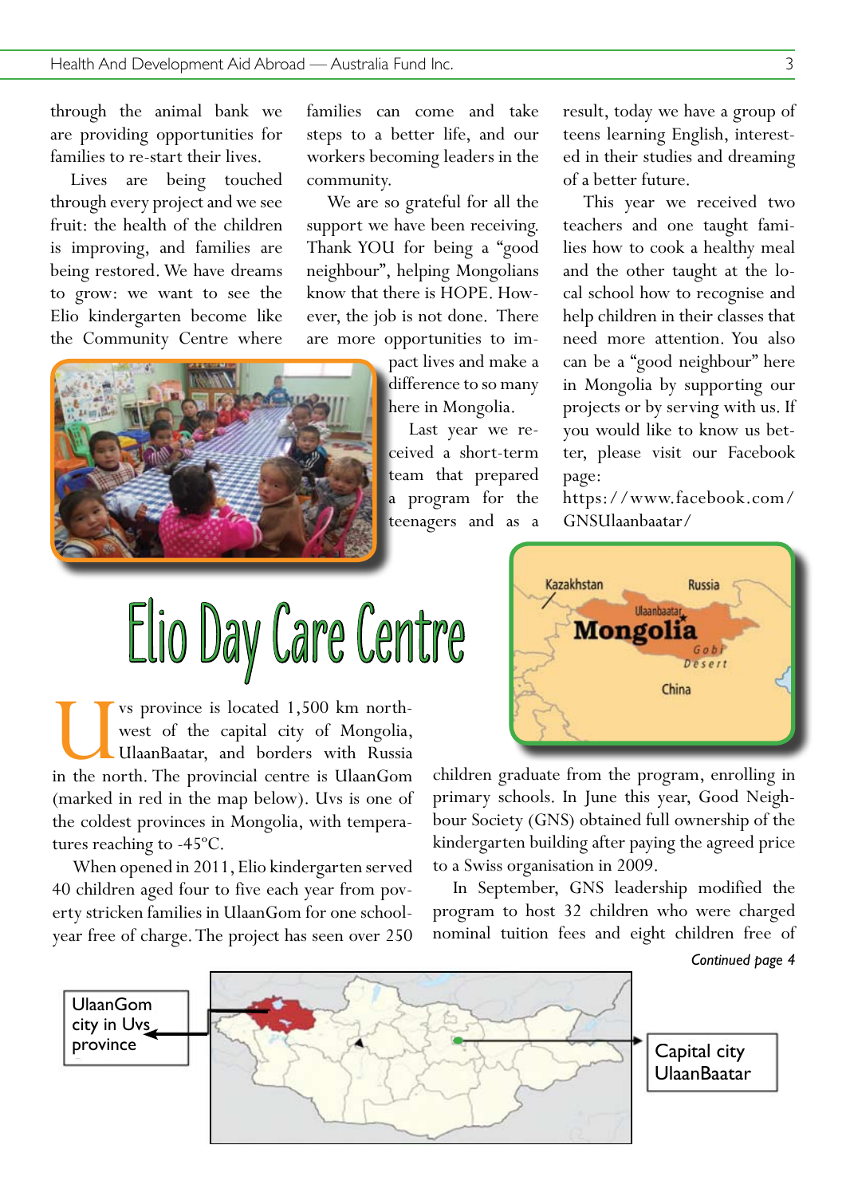through the animal bank we are providing opportunities for families to re-start their lives.

Lives are being touched through every project and we see fruit: the health of the children is improving, and families are being restored. We have dreams to grow: we want to see the Elio kindergarten become like the Community Centre where families can come and take steps to a better life, and our workers becoming leaders in the community.

We are so grateful for all the support we have been receiving. Thank YOU for being a "good neighbour", helping Mongolians know that there is HOPE. However, the job is not done. There are more opportunities to impact lives and make a difference to so many here in Mongolia.

Last year we received a short-term team that prepared a program for the teenagers and as a result, today we have a group of teens learning English, interested in their studies and dreaming of a better future.

This year we received two teachers and one taught families how to cook a healthy meal and the other taught at the local school how to recognise and help children in their classes that need more attention. You also can be a "good neighbour" here in Mongolia by supporting our projects or by serving with us. If you would like to know us better, please visit our Facebook page: https://www.facebook.com/GNSUlaanbaatar/

# Elio Day Care Centre

Uvs province is located 1,500 km northwest of the capital city of Mongolia, UlaanBaatar, and borders with Russia in the north. The provincial centre is UlaanGom (marked in red in the map below). Uvs is one of the coldest provinces in Mongolia, with temperatures reaching to -45ºC.

When opened in 2011, Elio kindergarten served 40 children aged four to five each year from poverty stricken families in UlaanGom for one school-year free of charge. The project has seen over 250 children graduate from the program, enrolling in primary schools. In June this year, Good Neighbour Society (GNS) obtained full ownership of the kindergarten building after paying the agreed price to a Swiss organisation in 2009.

In September, GNS leadership modified the program to host 32 children who were charged nominal tuition fees and eight children free of

*Continued page 4*

UlaanGom city in Uvs province

Capital city UlaanBaatar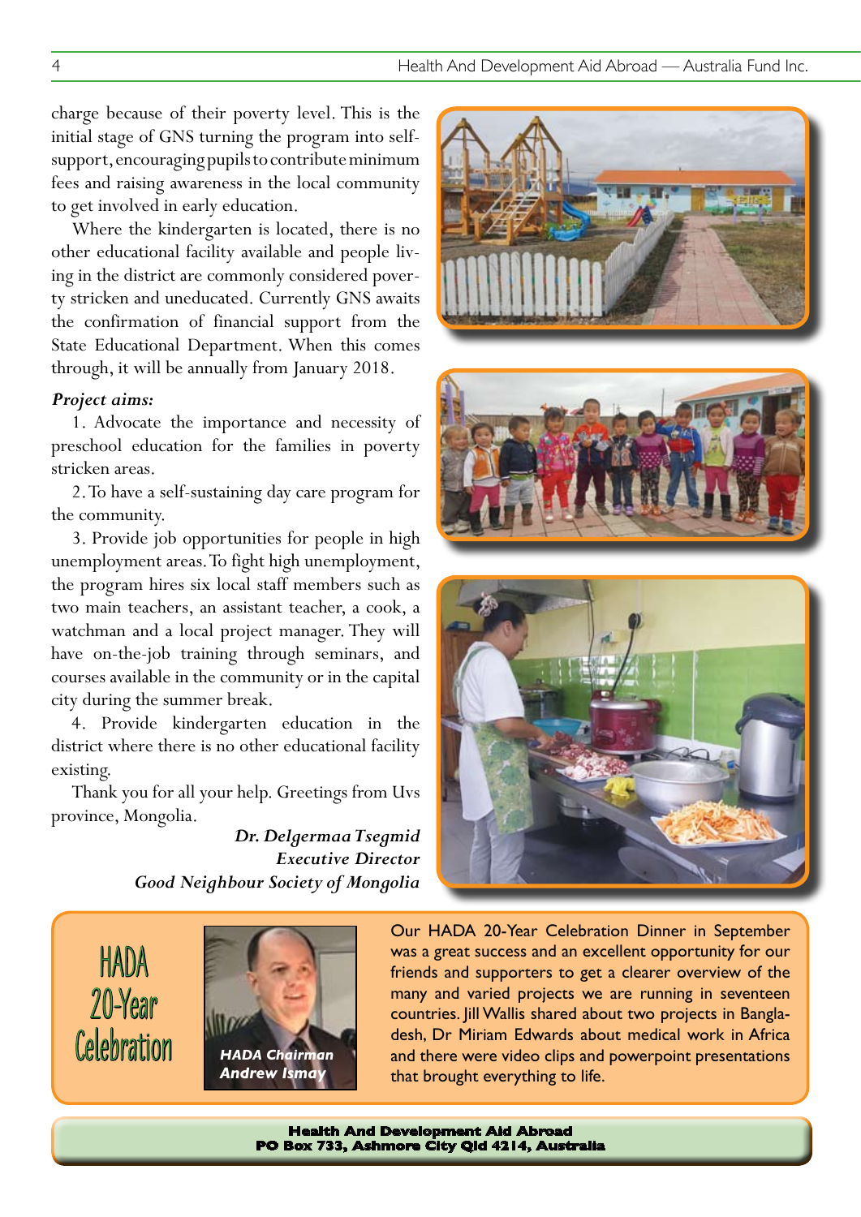charge because of their poverty level. This is the initial stage of GNS turning the program into self-support, encouraging pupils to contribute minimum fees and raising awareness in the local community to get involved in early education.

Where the kindergarten is located, there is no other educational facility available and people living in the district are commonly considered poverty stricken and uneducated. Currently GNS awaits the confirmation of financial support from the State Educational Department. When this comes through, it will be annually from January 2018.

***Project aims:***

1. Advocate the importance and necessity of preschool education for the families in poverty stricken areas.

2. To have a self-sustaining day care program for the community.

3. Provide job opportunities for people in high unemployment areas. To fight high unemployment, the program hires six local staff members such as two main teachers, an assistant teacher, a cook, a watchman and a local project manager. They will have on-the-job training through seminars, and courses available in the community or in the capital city during the summer break.

4. Provide kindergarten education in the district where there is no other educational facility existing.

Thank you for all your help. Greetings from Uvs province, Mongolia.

***Dr. Delgermaa Tsegmid***
***Executive Director***
***Good Neighbour Society of Mongolia***

## HADA 20-Year Celebration

***HADA Chairman Andrew Ismay***

Our HADA 20-Year Celebration Dinner in September was a great success and an excellent opportunity for our friends and supporters to get a clearer overview of the many and varied projects we are running in seventeen countries. Jill Wallis shared about two projects in Bangladesh, Dr Miriam Edwards about medical work in Africa and there were video clips and powerpoint presentations that brought everything to life.

**Health And Development Aid Abroad**
**PO Box 733, Ashmore City Qld 4214, Australia**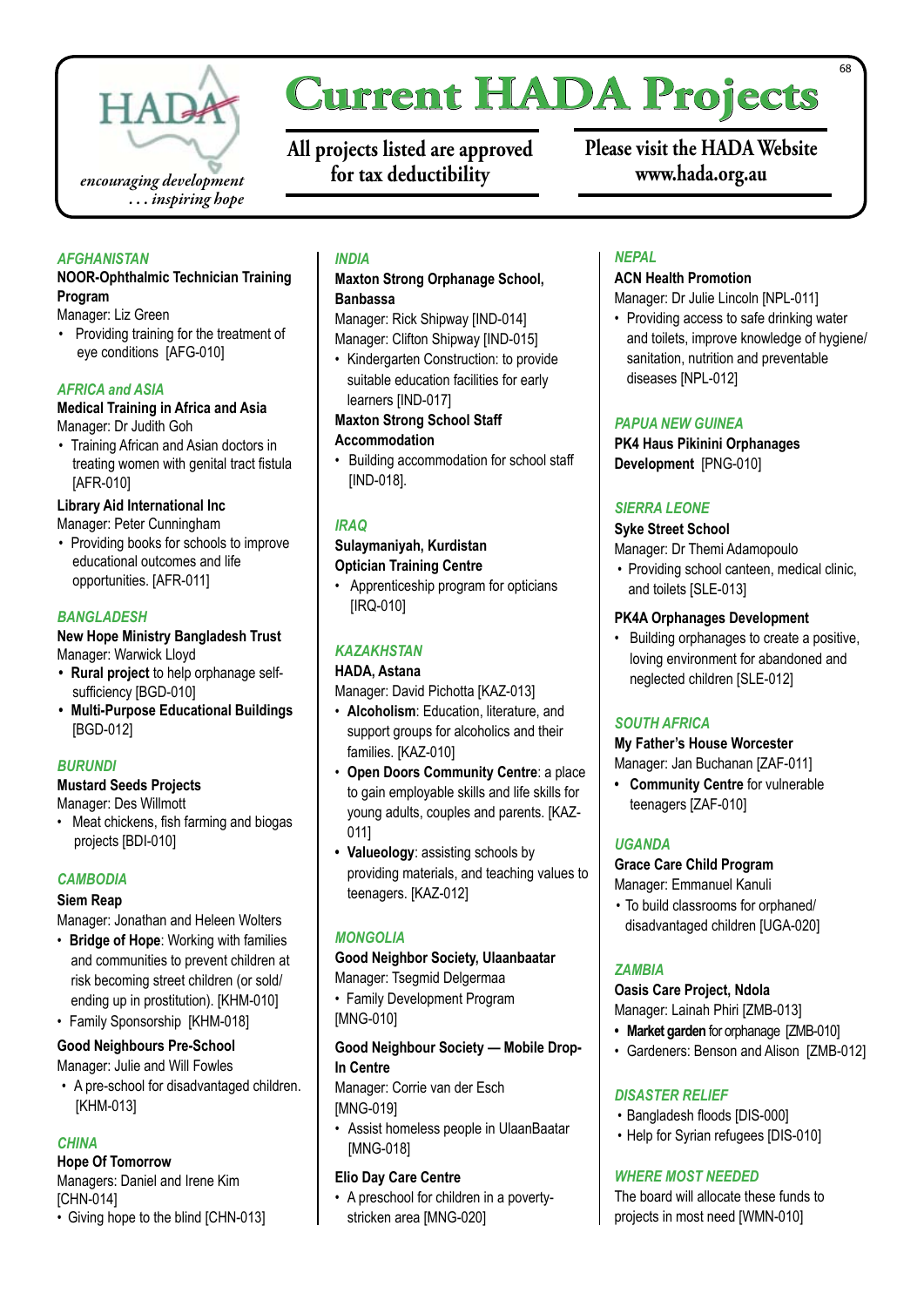HADA

*encouraging development . . . inspiring hope*

# Current HADA Projects

**All projects listed are approved for tax deductibility**

**Please visit the HADA Website www.hada.org.au**

### *AFGHANISTAN*

**NOOR-Ophthalmic Technician Training Program**
Manager: Liz Green

- Providing training for the treatment of eye conditions [AFG-010]

### *AFRICA and ASIA*

**Medical Training in Africa and Asia**
Manager: Dr Judith Goh

- Training African and Asian doctors in treating women with genital tract fistula [AFR-010]

**Library Aid International Inc**
Manager: Peter Cunningham

- Providing books for schools to improve educational outcomes and life opportunities. [AFR-011]

### *BANGLADESH*

**New Hope Ministry Bangladesh Trust**
Manager: Warwick Lloyd

- **Rural project** to help orphanage self-sufficiency [BGD-010]
- **Multi-Purpose Educational Buildings** [BGD-012]

### *BURUNDI*

**Mustard Seeds Projects**
Manager: Des Willmott

- Meat chickens, fish farming and biogas projects [BDI-010]

### *CAMBODIA*

**Siem Reap**
Manager: Jonathan and Heleen Wolters

- **Bridge of Hope**: Working with families and communities to prevent children at risk becoming street children (or sold/ending up in prostitution). [KHM-010]
- Family Sponsorship [KHM-018]

**Good Neighbours Pre-School**
Manager: Julie and Will Fowles

- A pre-school for disadvantaged children. [KHM-013]

### *CHINA*

**Hope Of Tomorrow**
Managers: Daniel and Irene Kim [CHN-014]

- Giving hope to the blind [CHN-013]

### *INDIA*

**Maxton Strong Orphanage School, Banbassa**
Manager: Rick Shipway [IND-014]
Manager: Clifton Shipway [IND-015]

- Kindergarten Construction: to provide suitable education facilities for early learners [IND-017]

**Maxton Strong School Staff Accommodation**

- Building accommodation for school staff [IND-018].

### *IRAQ*

**Sulaymaniyah, Kurdistan Optician Training Centre**

- Apprenticeship program for opticians [IRQ-010]

### *KAZAKHSTAN*

**HADA, Astana**
Manager: David Pichotta [KAZ-013]

- **Alcoholism**: Education, literature, and support groups for alcoholics and their families. [KAZ-010]
- **Open Doors Community Centre**: a place to gain employable skills and life skills for young adults, couples and parents. [KAZ-011]
- **Valueology**: assisting schools by providing materials, and teaching values to teenagers. [KAZ-012]

### *MONGOLIA*

**Good Neighbor Society, Ulaanbaatar**
Manager: Tsegmid Delgermaa

- Family Development Program [MNG-010]

**Good Neighbour Society — Mobile Drop-In Centre**
Manager: Corrie van der Esch [MNG-019]

- Assist homeless people in UlaanBaatar [MNG-018]

**Elio Day Care Centre**

- A preschool for children in a poverty-stricken area [MNG-020]

### *NEPAL*

**ACN Health Promotion**
Manager: Dr Julie Lincoln [NPL-011]

- Providing access to safe drinking water and toilets, improve knowledge of hygiene/sanitation, nutrition and preventable diseases [NPL-012]

### *PAPUA NEW GUINEA*

**PK4 Haus Pikinini Orphanages Development** [PNG-010]

### *SIERRA LEONE*

**Syke Street School**
Manager: Dr Themi Adamopoulo

- Providing school canteen, medical clinic, and toilets [SLE-013]

**PK4A Orphanages Development**

- Building orphanages to create a positive, loving environment for abandoned and neglected children [SLE-012]

### *SOUTH AFRICA*

**My Father's House Worcester**
Manager: Jan Buchanan [ZAF-011]

- **Community Centre** for vulnerable teenagers [ZAF-010]

### *UGANDA*

**Grace Care Child Program**
Manager: Emmanuel Kanuli

- To build classrooms for orphaned/disadvantaged children [UGA-020]

### *ZAMBIA*

**Oasis Care Project, Ndola**
Manager: Lainah Phiri [ZMB-013]

- **Market garden** for orphanage [ZMB-010]
- Gardeners: Benson and Alison [ZMB-012]

### *DISASTER RELIEF*

- Bangladesh floods [DIS-000]
- Help for Syrian refugees [DIS-010]

### *WHERE MOST NEEDED*

The board will allocate these funds to projects in most need [WMN-010]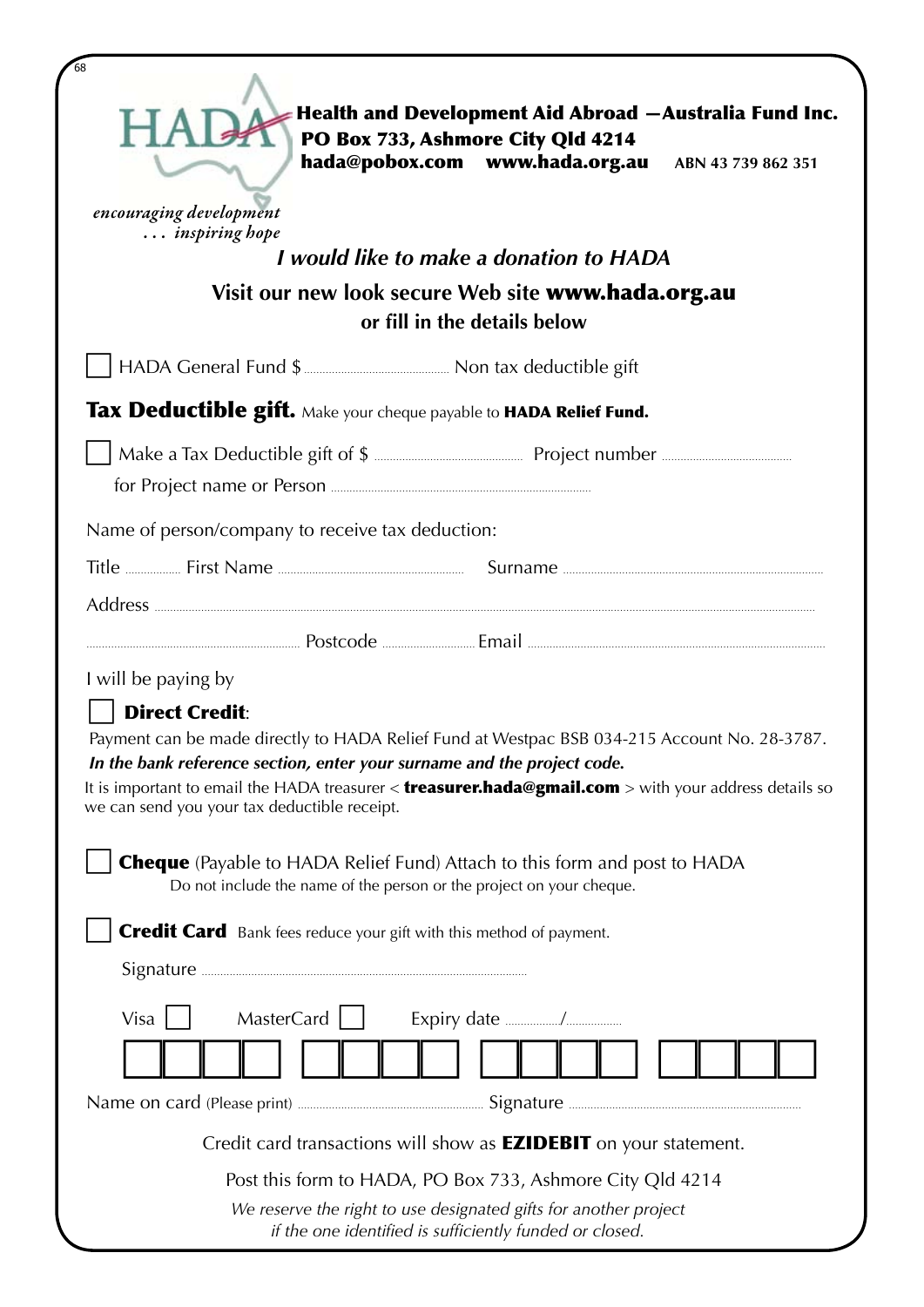HADA

*encouraging development ... inspiring hope*

**Health and Development Aid Abroad —Australia Fund Inc.**
**PO Box 733, Ashmore City Qld 4214**
**hada@pobox.com www.hada.org.au** ABN 43 739 862 351

***I would like to make a donation to HADA***

**Visit our new look secure Web site www.hada.org.au**
**or fill in the details below**

☐ HADA General Fund $ .................... Non tax deductible gift

## Tax Deductible gift. Make your cheque payable to **HADA Relief Fund.**

☐ Make a Tax Deductible gift of $ .................... Project number ....................
for Project name or Person ....................

Name of person/company to receive tax deduction:

Title .......... First Name .................... Surname ....................

Address ....................

.................... Postcode .......... Email ....................

I will be paying by

☐ **Direct Credit**:

Payment can be made directly to HADA Relief Fund at Westpac BSB 034-215 Account No. 28-3787.
***In the bank reference section, enter your surname and the project code.***
It is important to email the HADA treasurer < **treasurer.hada@gmail.com** > with your address details so we can send you your tax deductible receipt.

☐ **Cheque** (Payable to HADA Relief Fund) Attach to this form and post to HADA
Do not include the name of the person or the project on your cheque.

☐ **Credit Card** Bank fees reduce your gift with this method of payment.

Signature ....................

Visa ☐ MasterCard ☐ Expiry date ........./.........

☐☐☐☐ ☐☐☐☐ ☐☐☐☐ ☐☐☐☐

Name on card (Please print) .................... Signature ....................

Credit card transactions will show as **EZIDEBIT** on your statement.

Post this form to HADA, PO Box 733, Ashmore City Qld 4214

*We reserve the right to use designated gifts for another project if the one identified is sufficiently funded or closed.*